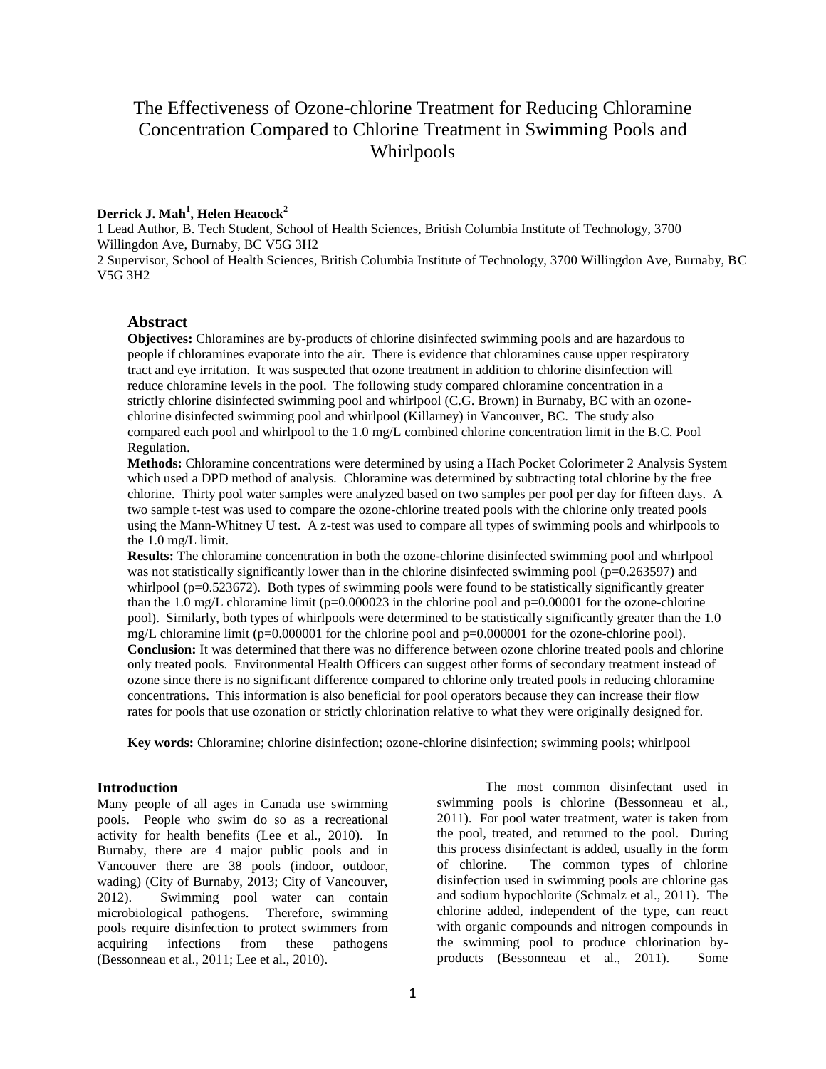# The Effectiveness of Ozone-chlorine Treatment for Reducing Chloramine Concentration Compared to Chlorine Treatment in Swimming Pools and Whirlpools

**Derrick J. Mah[1], Helen Heacock[2]**

1 Lead Author, B. Tech Student, School of Health Sciences, British Columbia Institute of Technology, 3700 Willingdon Ave, Burnaby, BC V5G 3H2

2 Supervisor, School of Health Sciences, British Columbia Institute of Technology, 3700 Willingdon Ave, Burnaby, BC V5G 3H2

## Abstract

**Objectives:** Chloramines are by-products of chlorine disinfected swimming pools and are hazardous to people if chloramines evaporate into the air. There is evidence that chloramines cause upper respiratory tract and eye irritation. It was suspected that ozone treatment in addition to chlorine disinfection will reduce chloramine levels in the pool. The following study compared chloramine concentration in a strictly chlorine disinfected swimming pool and whirlpool (C.G. Brown) in Burnaby, BC with an ozone-chlorine disinfected swimming pool and whirlpool (Killarney) in Vancouver, BC. The study also compared each pool and whirlpool to the 1.0 mg/L combined chlorine concentration limit in the B.C. Pool Regulation.

**Methods:** Chloramine concentrations were determined by using a Hach Pocket Colorimeter 2 Analysis System which used a DPD method of analysis. Chloramine was determined by subtracting total chlorine by the free chlorine. Thirty pool water samples were analyzed based on two samples per pool per day for fifteen days. A two sample t-test was used to compare the ozone-chlorine treated pools with the chlorine only treated pools using the Mann-Whitney U test. A z-test was used to compare all types of swimming pools and whirlpools to the 1.0 mg/L limit.

**Results:** The chloramine concentration in both the ozone-chlorine disinfected swimming pool and whirlpool was not statistically significantly lower than in the chlorine disinfected swimming pool ($p=0.263597$) and whirlpool ($p=0.523672$). Both types of swimming pools were found to be statistically significantly greater than the 1.0 mg/L chloramine limit ($p=0.000023$ in the chlorine pool and $p=0.00001$ for the ozone-chlorine pool). Similarly, both types of whirlpools were determined to be statistically significantly greater than the 1.0 mg/L chloramine limit ($p=0.000001$ for the chlorine pool and $p=0.000001$ for the ozone-chlorine pool).

**Conclusion:** It was determined that there was no difference between ozone chlorine treated pools and chlorine only treated pools. Environmental Health Officers can suggest other forms of secondary treatment instead of ozone since there is no significant difference compared to chlorine only treated pools in reducing chloramine concentrations. This information is also beneficial for pool operators because they can increase their flow rates for pools that use ozonation or strictly chlorination relative to what they were originally designed for.

**Key words:** Chloramine; chlorine disinfection; ozone-chlorine disinfection; swimming pools; whirlpool

## Introduction

Many people of all ages in Canada use swimming pools. People who swim do so as a recreational activity for health benefits (Lee et al., 2010). In Burnaby, there are 4 major public pools and in Vancouver there are 38 pools (indoor, outdoor, wading) (City of Burnaby, 2013; City of Vancouver, 2012). Swimming pool water can contain microbiological pathogens. Therefore, swimming pools require disinfection to protect swimmers from acquiring infections from these pathogens (Bessonneau et al., 2011; Lee et al., 2010).

The most common disinfectant used in swimming pools is chlorine (Bessonneau et al., 2011). For pool water treatment, water is taken from the pool, treated, and returned to the pool. During this process disinfectant is added, usually in the form of chlorine. The common types of chlorine disinfection used in swimming pools are chlorine gas and sodium hypochlorite (Schmalz et al., 2011). The chlorine added, independent of the type, can react with organic compounds and nitrogen compounds in the swimming pool to produce chlorination by-products (Bessonneau et al., 2011). Some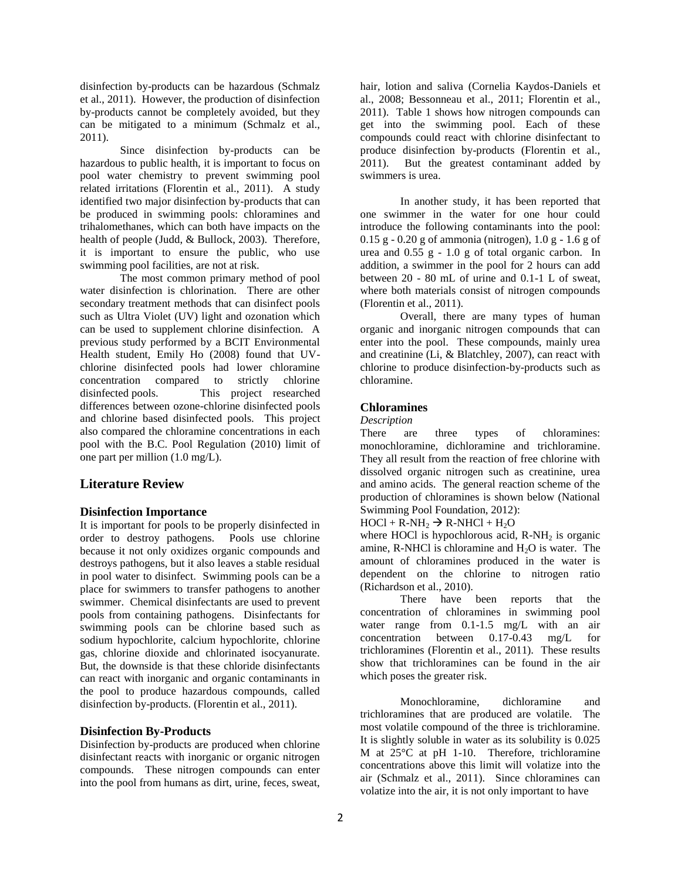disinfection by-products can be hazardous (Schmalz et al., 2011). However, the production of disinfection by-products cannot be completely avoided, but they can be mitigated to a minimum (Schmalz et al., 2011).

Since disinfection by-products can be hazardous to public health, it is important to focus on pool water chemistry to prevent swimming pool related irritations (Florentin et al., 2011). A study identified two major disinfection by-products that can be produced in swimming pools: chloramines and trihalomethanes, which can both have impacts on the health of people (Judd, & Bullock, 2003). Therefore, it is important to ensure the public, who use swimming pool facilities, are not at risk.

The most common primary method of pool water disinfection is chlorination. There are other secondary treatment methods that can disinfect pools such as Ultra Violet (UV) light and ozonation which can be used to supplement chlorine disinfection. A previous study performed by a BCIT Environmental Health student, Emily Ho (2008) found that UV-chlorine disinfected pools had lower chloramine concentration compared to strictly chlorine disinfected pools. This project researched differences between ozone-chlorine disinfected pools and chlorine based disinfected pools. This project also compared the chloramine concentrations in each pool with the B.C. Pool Regulation (2010) limit of one part per million (1.0 mg/L).

## Literature Review

### Disinfection Importance

It is important for pools to be properly disinfected in order to destroy pathogens. Pools use chlorine because it not only oxidizes organic compounds and destroys pathogens, but it also leaves a stable residual in pool water to disinfect. Swimming pools can be a place for swimmers to transfer pathogens to another swimmer. Chemical disinfectants are used to prevent pools from containing pathogens. Disinfectants for swimming pools can be chlorine based such as sodium hypochlorite, calcium hypochlorite, chlorine gas, chlorine dioxide and chlorinated isocyanurate. But, the downside is that these chloride disinfectants can react with inorganic and organic contaminants in the pool to produce hazardous compounds, called disinfection by-products. (Florentin et al., 2011).

### Disinfection By-Products

Disinfection by-products are produced when chlorine disinfectant reacts with inorganic or organic nitrogen compounds. These nitrogen compounds can enter into the pool from humans as dirt, urine, feces, sweat, hair, lotion and saliva (Cornelia Kaydos-Daniels et al., 2008; Bessonneau et al., 2011; Florentin et al., 2011). Table 1 shows how nitrogen compounds can get into the swimming pool. Each of these compounds could react with chlorine disinfectant to produce disinfection by-products (Florentin et al., 2011). But the greatest contaminant added by swimmers is urea.

In another study, it has been reported that one swimmer in the water for one hour could introduce the following contaminants into the pool: 0.15 g - 0.20 g of ammonia (nitrogen), 1.0 g - 1.6 g of urea and 0.55 g - 1.0 g of total organic carbon. In addition, a swimmer in the pool for 2 hours can add between 20 - 80 mL of urine and 0.1-1 L of sweat, where both materials consist of nitrogen compounds (Florentin et al., 2011).

Overall, there are many types of human organic and inorganic nitrogen compounds that can enter into the pool. These compounds, mainly urea and creatinine (Li, & Blatchley, 2007), can react with chlorine to produce disinfection-by-products such as chloramine.

### Chloramines

*Description*

There are three types of chloramines: monochloramine, dichloramine and trichloramine. They all result from the reaction of free chlorine with dissolved organic nitrogen such as creatinine, urea and amino acids. The general reaction scheme of the production of chloramines is shown below (National Swimming Pool Foundation, 2012):

$HOCl + R\text{-}NH_2 \rightarrow R\text{-}NHCl + H_2O$

where HOCl is hypochlorous acid, $R\text{-}NH_2$ is organic amine, R-NHCl is chloramine and $H_2O$ is water. The amount of chloramines produced in the water is dependent on the chlorine to nitrogen ratio (Richardson et al., 2010).

There have been reports that the concentration of chloramines in swimming pool water range from 0.1-1.5 mg/L with an air concentration between 0.17-0.43 mg/L for trichloramines (Florentin et al., 2011). These results show that trichloramines can be found in the air which poses the greater risk.

Monochloramine, dichloramine and trichloramines that are produced are volatile. The most volatile compound of the three is trichloramine. It is slightly soluble in water as its solubility is 0.025 M at 25°C at pH 1-10. Therefore, trichloramine concentrations above this limit will volatize into the air (Schmalz et al., 2011). Since chloramines can volatize into the air, it is not only important to have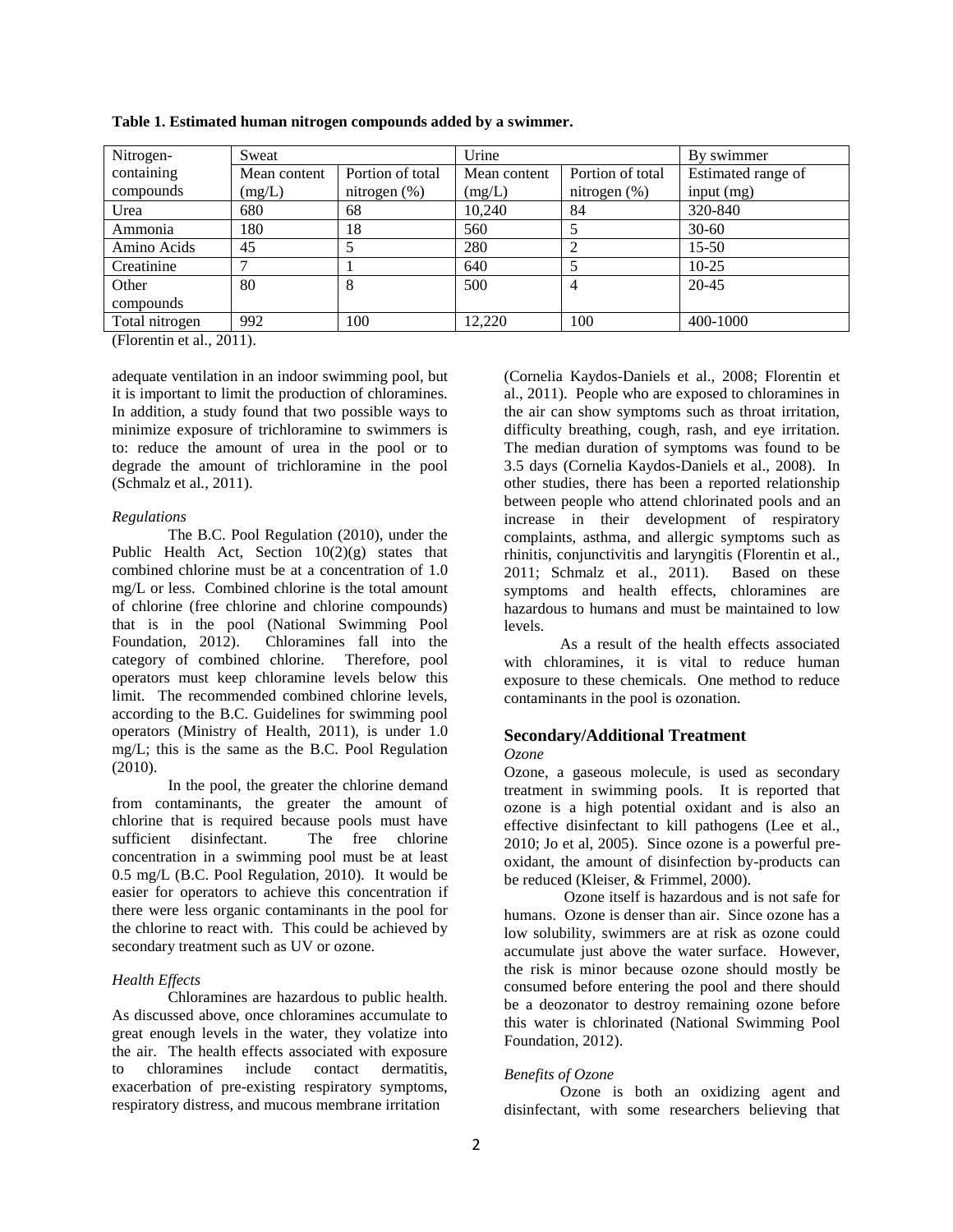**Table 1. Estimated human nitrogen compounds added by a swimmer.**

| Nitrogen-containing compounds | Sweat | | Urine | | By swimmer |
|---|---|---|---|---|---|
| | Mean content (mg/L) | Portion of total nitrogen (%) | Mean content (mg/L) | Portion of total nitrogen (%) | Estimated range of input (mg) |
| Urea | 680 | 68 | 10,240 | 84 | 320-840 |
| Ammonia | 180 | 18 | 560 | 5 | 30-60 |
| Amino Acids | 45 | 5 | 280 | 2 | 15-50 |
| Creatinine | 7 | 1 | 640 | 5 | 10-25 |
| Other compounds | 80 | 8 | 500 | 4 | 20-45 |
| Total nitrogen | 992 | 100 | 12,220 | 100 | 400-1000 |

(Florentin et al., 2011).

adequate ventilation in an indoor swimming pool, but it is important to limit the production of chloramines. In addition, a study found that two possible ways to minimize exposure of trichloramine to swimmers is to: reduce the amount of urea in the pool or to degrade the amount of trichloramine in the pool (Schmalz et al., 2011).

*Regulations*

The B.C. Pool Regulation (2010), under the Public Health Act, Section 10(2)(g) states that combined chlorine must be at a concentration of 1.0 mg/L or less. Combined chlorine is the total amount of chlorine (free chlorine and chlorine compounds) that is in the pool (National Swimming Pool Foundation, 2012). Chloramines fall into the category of combined chlorine. Therefore, pool operators must keep chloramine levels below this limit. The recommended combined chlorine levels, according to the B.C. Guidelines for swimming pool operators (Ministry of Health, 2011), is under 1.0 mg/L; this is the same as the B.C. Pool Regulation (2010).

In the pool, the greater the chlorine demand from contaminants, the greater the amount of chlorine that is required because pools must have sufficient disinfectant. The free chlorine concentration in a swimming pool must be at least 0.5 mg/L (B.C. Pool Regulation, 2010). It would be easier for operators to achieve this concentration if there were less organic contaminants in the pool for the chlorine to react with. This could be achieved by secondary treatment such as UV or ozone.

*Health Effects*

Chloramines are hazardous to public health. As discussed above, once chloramines accumulate to great enough levels in the water, they volatize into the air. The health effects associated with exposure to chloramines include contact dermatitis, exacerbation of pre-existing respiratory symptoms, respiratory distress, and mucous membrane irritation (Cornelia Kaydos-Daniels et al., 2008; Florentin et al., 2011). People who are exposed to chloramines in the air can show symptoms such as throat irritation, difficulty breathing, cough, rash, and eye irritation. The median duration of symptoms was found to be 3.5 days (Cornelia Kaydos-Daniels et al., 2008). In other studies, there has been a reported relationship between people who attend chlorinated pools and an increase in their development of respiratory complaints, asthma, and allergic symptoms such as rhinitis, conjunctivitis and laryngitis (Florentin et al., 2011; Schmalz et al., 2011). Based on these symptoms and health effects, chloramines are hazardous to humans and must be maintained to low levels.

As a result of the health effects associated with chloramines, it is vital to reduce human exposure to these chemicals. One method to reduce contaminants in the pool is ozonation.

## Secondary/Additional Treatment

*Ozone*

Ozone, a gaseous molecule, is used as secondary treatment in swimming pools. It is reported that ozone is a high potential oxidant and is also an effective disinfectant to kill pathogens (Lee et al., 2010; Jo et al, 2005). Since ozone is a powerful pre-oxidant, the amount of disinfection by-products can be reduced (Kleiser, & Frimmel, 2000).

Ozone itself is hazardous and is not safe for humans. Ozone is denser than air. Since ozone has a low solubility, swimmers are at risk as ozone could accumulate just above the water surface. However, the risk is minor because ozone should mostly be consumed before entering the pool and there should be a deozonator to destroy remaining ozone before this water is chlorinated (National Swimming Pool Foundation, 2012).

*Benefits of Ozone*

Ozone is both an oxidizing agent and disinfectant, with some researchers believing that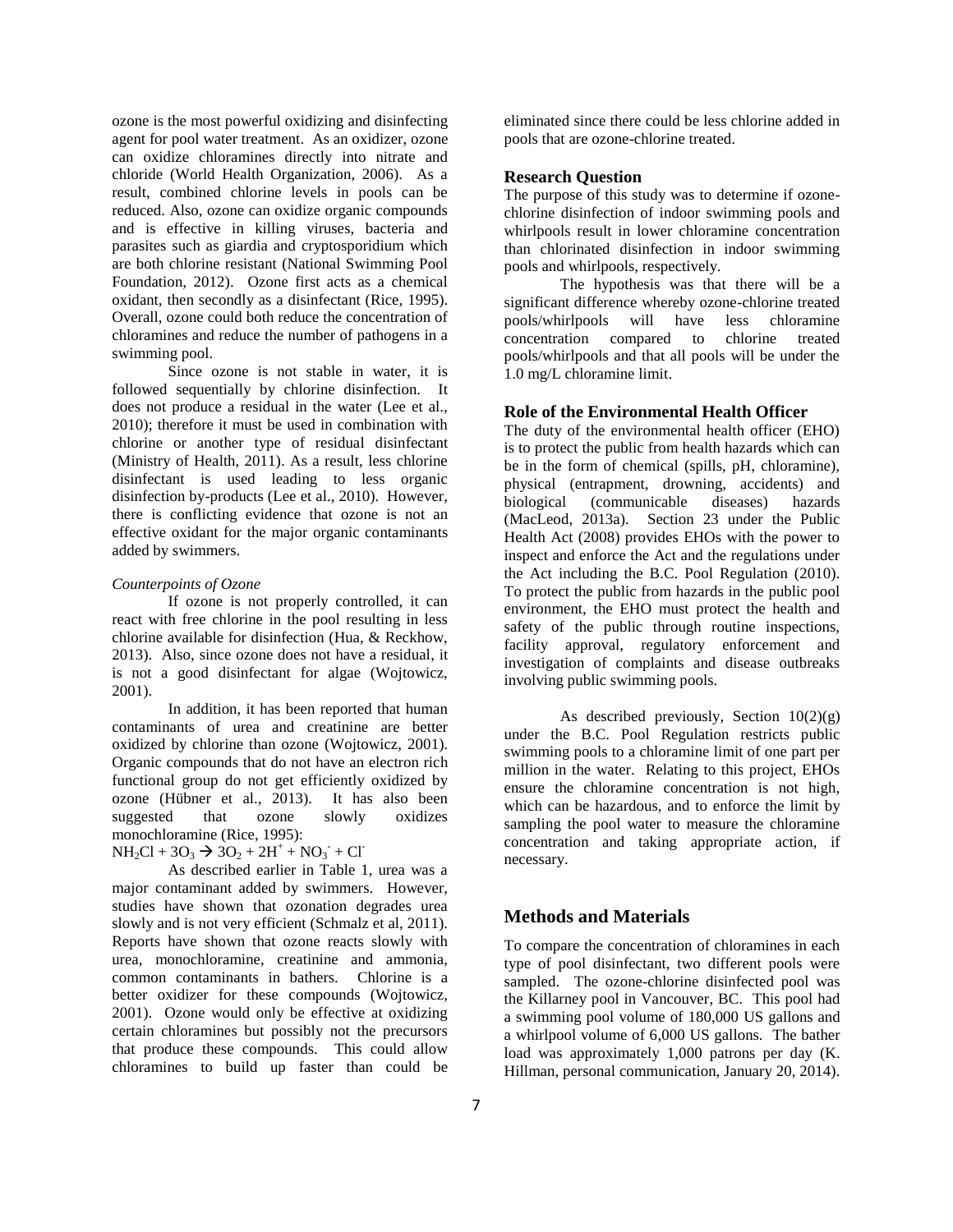ozone is the most powerful oxidizing and disinfecting agent for pool water treatment. As an oxidizer, ozone can oxidize chloramines directly into nitrate and chloride (World Health Organization, 2006). As a result, combined chlorine levels in pools can be reduced. Also, ozone can oxidize organic compounds and is effective in killing viruses, bacteria and parasites such as giardia and cryptosporidium which are both chlorine resistant (National Swimming Pool Foundation, 2012). Ozone first acts as a chemical oxidant, then secondly as a disinfectant (Rice, 1995). Overall, ozone could both reduce the concentration of chloramines and reduce the number of pathogens in a swimming pool.

Since ozone is not stable in water, it is followed sequentially by chlorine disinfection. It does not produce a residual in the water (Lee et al., 2010); therefore it must be used in combination with chlorine or another type of residual disinfectant (Ministry of Health, 2011). As a result, less chlorine disinfectant is used leading to less organic disinfection by-products (Lee et al., 2010). However, there is conflicting evidence that ozone is not an effective oxidant for the major organic contaminants added by swimmers.

*Counterpoints of Ozone*

If ozone is not properly controlled, it can react with free chlorine in the pool resulting in less chlorine available for disinfection (Hua, & Reckhow, 2013). Also, since ozone does not have a residual, it is not a good disinfectant for algae (Wojtowicz, 2001).

In addition, it has been reported that human contaminants of urea and creatinine are better oxidized by chlorine than ozone (Wojtowicz, 2001). Organic compounds that do not have an electron rich functional group do not get efficiently oxidized by ozone (Hübner et al., 2013). It has also been suggested that ozone slowly oxidizes monochloramine (Rice, 1995):

$NH_2Cl + 3O_3 \rightarrow 3O_2 + 2H^+ + NO_3^- + Cl^-$

As described earlier in Table 1, urea was a major contaminant added by swimmers. However, studies have shown that ozonation degrades urea slowly and is not very efficient (Schmalz et al, 2011). Reports have shown that ozone reacts slowly with urea, monochloramine, creatinine and ammonia, common contaminants in bathers. Chlorine is a better oxidizer for these compounds (Wojtowicz, 2001). Ozone would only be effective at oxidizing certain chloramines but possibly not the precursors that produce these compounds. This could allow chloramines to build up faster than could be eliminated since there could be less chlorine added in pools that are ozone-chlorine treated.

### Research Question

The purpose of this study was to determine if ozone-chlorine disinfection of indoor swimming pools and whirlpools result in lower chloramine concentration than chlorinated disinfection in indoor swimming pools and whirlpools, respectively.

The hypothesis was that there will be a significant difference whereby ozone-chlorine treated pools/whirlpools will have less chloramine concentration compared to chlorine treated pools/whirlpools and that all pools will be under the 1.0 mg/L chloramine limit.

### Role of the Environmental Health Officer

The duty of the environmental health officer (EHO) is to protect the public from health hazards which can be in the form of chemical (spills, pH, chloramine), physical (entrapment, drowning, accidents) and biological (communicable diseases) hazards (MacLeod, 2013a). Section 23 under the Public Health Act (2008) provides EHOs with the power to inspect and enforce the Act and the regulations under the Act including the B.C. Pool Regulation (2010). To protect the public from hazards in the public pool environment, the EHO must protect the health and safety of the public through routine inspections, facility approval, regulatory enforcement and investigation of complaints and disease outbreaks involving public swimming pools.

As described previously, Section 10(2)(g) under the B.C. Pool Regulation restricts public swimming pools to a chloramine limit of one part per million in the water. Relating to this project, EHOs ensure the chloramine concentration is not high, which can be hazardous, and to enforce the limit by sampling the pool water to measure the chloramine concentration and taking appropriate action, if necessary.

## Methods and Materials

To compare the concentration of chloramines in each type of pool disinfectant, two different pools were sampled. The ozone-chlorine disinfected pool was the Killarney pool in Vancouver, BC. This pool had a swimming pool volume of 180,000 US gallons and a whirlpool volume of 6,000 US gallons. The bather load was approximately 1,000 patrons per day (K. Hillman, personal communication, January 20, 2014).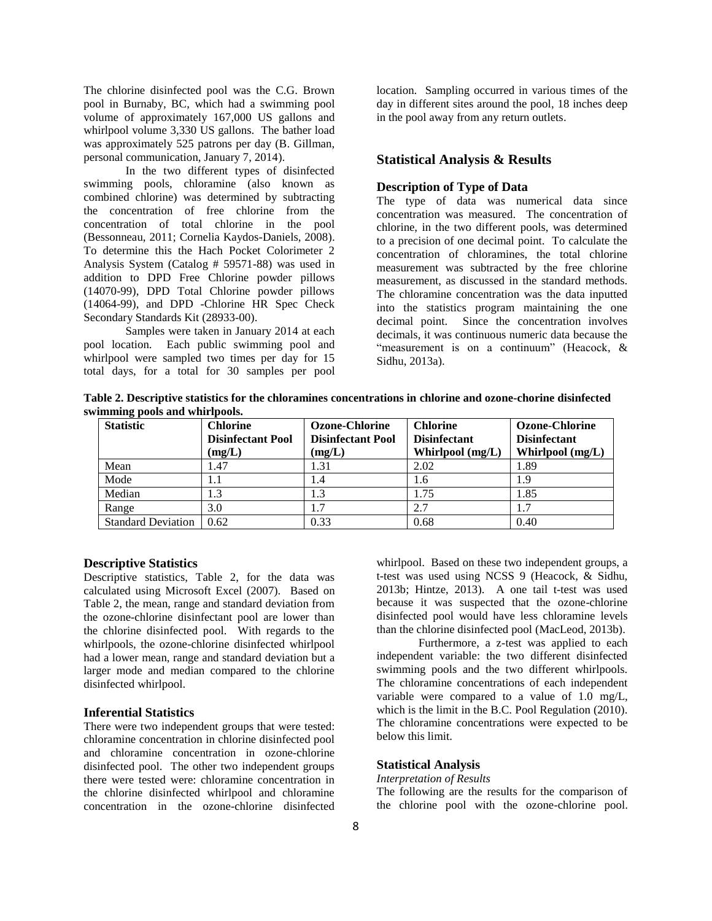The chlorine disinfected pool was the C.G. Brown pool in Burnaby, BC, which had a swimming pool volume of approximately 167,000 US gallons and whirlpool volume 3,330 US gallons. The bather load was approximately 525 patrons per day (B. Gillman, personal communication, January 7, 2014).

In the two different types of disinfected swimming pools, chloramine (also known as combined chlorine) was determined by subtracting the concentration of free chlorine from the concentration of total chlorine in the pool (Bessonneau, 2011; Cornelia Kaydos-Daniels, 2008). To determine this the Hach Pocket Colorimeter 2 Analysis System (Catalog # 59571-88) was used in addition to DPD Free Chlorine powder pillows (14070-99), DPD Total Chlorine powder pillows (14064-99), and DPD -Chlorine HR Spec Check Secondary Standards Kit (28933-00).

Samples were taken in January 2014 at each pool location. Each public swimming pool and whirlpool were sampled two times per day for 15 total days, for a total for 30 samples per pool location. Sampling occurred in various times of the day in different sites around the pool, 18 inches deep in the pool away from any return outlets.

## Statistical Analysis & Results

### Description of Type of Data

The type of data was numerical data since concentration was measured. The concentration of chlorine, in the two different pools, was determined to a precision of one decimal point. To calculate the concentration of chloramines, the total chlorine measurement was subtracted by the free chlorine measurement, as discussed in the standard methods. The chloramine concentration was the data inputted into the statistics program maintaining the one decimal point. Since the concentration involves decimals, it was continuous numeric data because the "measurement is on a continuum" (Heacock, & Sidhu, 2013a).

**Table 2. Descriptive statistics for the chloramines concentrations in chlorine and ozone-chorine disinfected swimming pools and whirlpools.**

| Statistic | Chlorine Disinfectant Pool (mg/L) | Ozone-Chlorine Disinfectant Pool (mg/L) | Chlorine Disinfectant Whirlpool (mg/L) | Ozone-Chlorine Disinfectant Whirlpool (mg/L) |
|---|---|---|---|---|
| Mean | 1.47 | 1.31 | 2.02 | 1.89 |
| Mode | 1.1 | 1.4 | 1.6 | 1.9 |
| Median | 1.3 | 1.3 | 1.75 | 1.85 |
| Range | 3.0 | 1.7 | 2.7 | 1.7 |
| Standard Deviation | 0.62 | 0.33 | 0.68 | 0.40 |

### Descriptive Statistics

Descriptive statistics, Table 2, for the data was calculated using Microsoft Excel (2007). Based on Table 2, the mean, range and standard deviation from the ozone-chlorine disinfectant pool are lower than the chlorine disinfected pool. With regards to the whirlpools, the ozone-chlorine disinfected whirlpool had a lower mean, range and standard deviation but a larger mode and median compared to the chlorine disinfected whirlpool.

### Inferential Statistics

There were two independent groups that were tested: chloramine concentration in chlorine disinfected pool and chloramine concentration in ozone-chlorine disinfected pool. The other two independent groups there were tested were: chloramine concentration in the chlorine disinfected whirlpool and chloramine concentration in the ozone-chlorine disinfected whirlpool. Based on these two independent groups, a t-test was used using NCSS 9 (Heacock, & Sidhu, 2013b; Hintze, 2013). A one tail t-test was used because it was suspected that the ozone-chlorine disinfected pool would have less chloramine levels than the chlorine disinfected pool (MacLeod, 2013b).

Furthermore, a z-test was applied to each independent variable: the two different disinfected swimming pools and the two different whirlpools. The chloramine concentrations of each independent variable were compared to a value of 1.0 mg/L, which is the limit in the B.C. Pool Regulation (2010). The chloramine concentrations were expected to be below this limit.

### Statistical Analysis

*Interpretation of Results*

The following are the results for the comparison of the chlorine pool with the ozone-chlorine pool.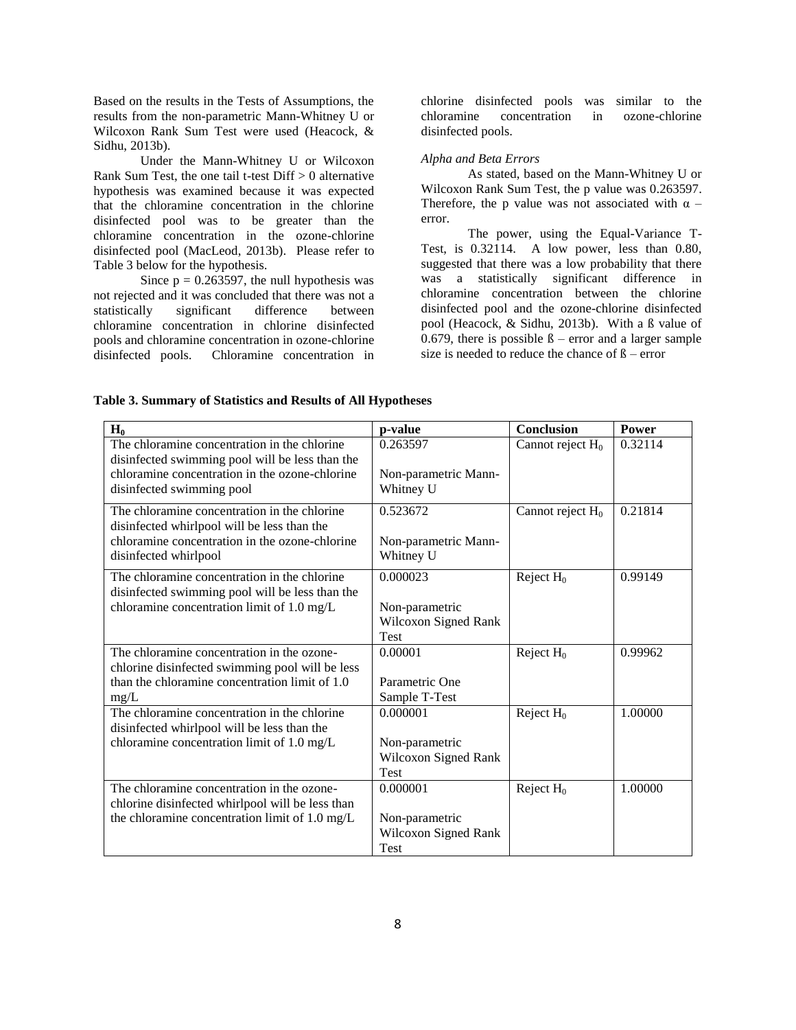Based on the results in the Tests of Assumptions, the results from the non-parametric Mann-Whitney U or Wilcoxon Rank Sum Test were used (Heacock, & Sidhu, 2013b).

Under the Mann-Whitney U or Wilcoxon Rank Sum Test, the one tail t-test Diff > 0 alternative hypothesis was examined because it was expected that the chloramine concentration in the chlorine disinfected pool was to be greater than the chloramine concentration in the ozone-chlorine disinfected pool (MacLeod, 2013b). Please refer to Table 3 below for the hypothesis.

Since $p = 0.263597$, the null hypothesis was not rejected and it was concluded that there was not a statistically significant difference between chloramine concentration in chlorine disinfected pools and chloramine concentration in ozone-chlorine disinfected pools. Chloramine concentration in chlorine disinfected pools was similar to the chloramine concentration in ozone-chlorine disinfected pools.

*Alpha and Beta Errors*

As stated, based on the Mann-Whitney U or Wilcoxon Rank Sum Test, the p value was 0.263597. Therefore, the p value was not associated with $\alpha$ – error.

The power, using the Equal-Variance T-Test, is 0.32114. A low power, less than 0.80, suggested that there was a low probability that there was a statistically significant difference in chloramine concentration between the chlorine disinfected pool and the ozone-chlorine disinfected pool (Heacock, & Sidhu, 2013b). With a ß value of 0.679, there is possible ß – error and a larger sample size is needed to reduce the chance of ß – error

**Table 3. Summary of Statistics and Results of All Hypotheses**

| $H_0$ | p-value | Conclusion | Power |
|---|---|---|---|
| The chloramine concentration in the chlorine disinfected swimming pool will be less than the chloramine concentration in the ozone-chlorine disinfected swimming pool | 0.263597<br><br>Non-parametric Mann-Whitney U | Cannot reject $H_0$ | 0.32114 |
| The chloramine concentration in the chlorine disinfected whirlpool will be less than the chloramine concentration in the ozone-chlorine disinfected whirlpool | 0.523672<br><br>Non-parametric Mann-Whitney U | Cannot reject $H_0$ | 0.21814 |
| The chloramine concentration in the chlorine disinfected swimming pool will be less than the chloramine concentration limit of 1.0 mg/L | 0.000023<br><br>Non-parametric Wilcoxon Signed Rank Test | Reject $H_0$ | 0.99149 |
| The chloramine concentration in the ozone-chlorine disinfected swimming pool will be less than the chloramine concentration limit of 1.0 mg/L | 0.00001<br><br>Parametric One Sample T-Test | Reject $H_0$ | 0.99962 |
| The chloramine concentration in the chlorine disinfected whirlpool will be less than the chloramine concentration limit of 1.0 mg/L | 0.000001<br><br>Non-parametric Wilcoxon Signed Rank Test | Reject $H_0$ | 1.00000 |
| The chloramine concentration in the ozone-chlorine disinfected whirlpool will be less than the chloramine concentration limit of 1.0 mg/L | 0.000001<br><br>Non-parametric Wilcoxon Signed Rank Test | Reject $H_0$ | 1.00000 |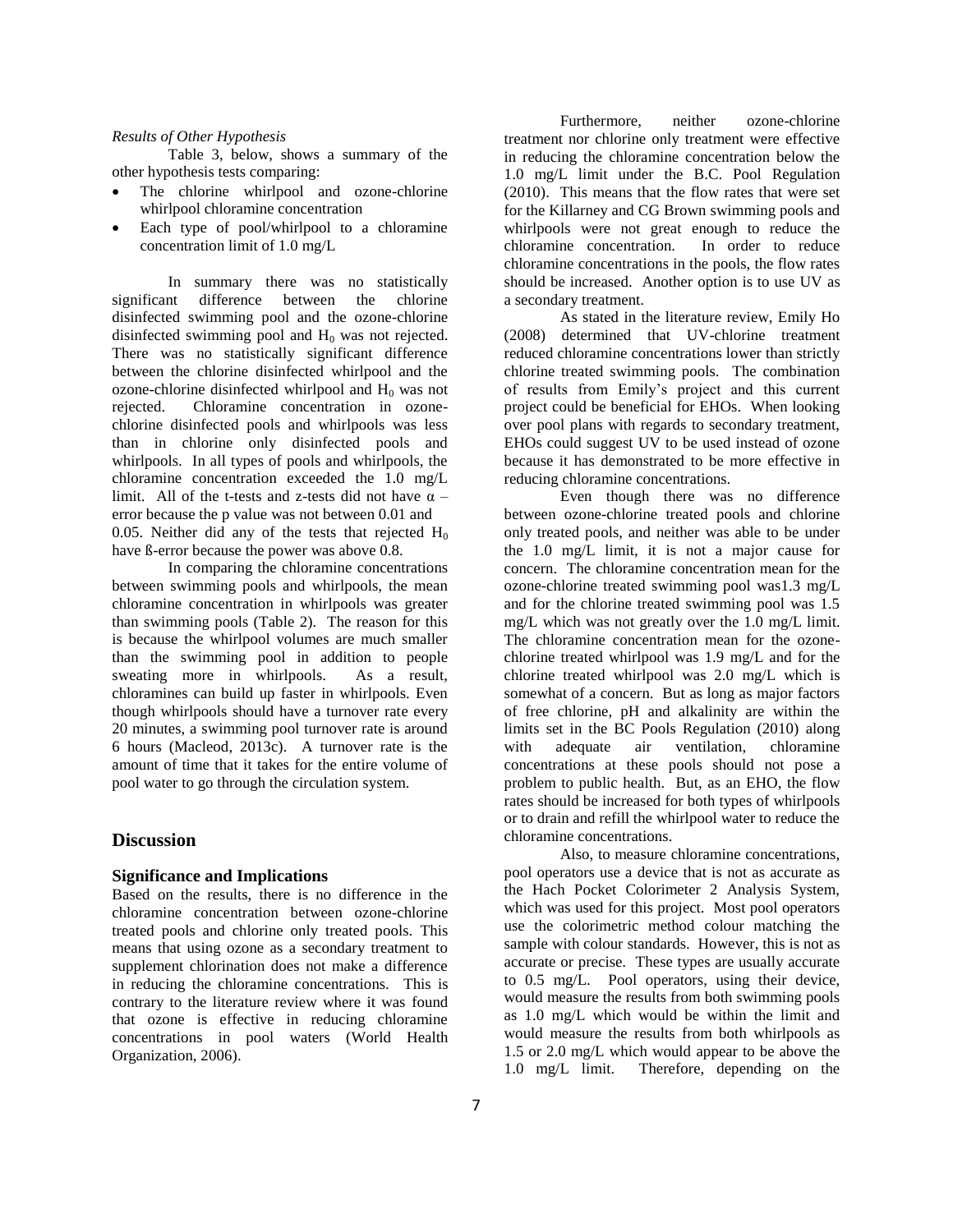*Results of Other Hypothesis*

Table 3, below, shows a summary of the other hypothesis tests comparing:

- The chlorine whirlpool and ozone-chlorine whirlpool chloramine concentration
- Each type of pool/whirlpool to a chloramine concentration limit of 1.0 mg/L

In summary there was no statistically significant difference between the chlorine disinfected swimming pool and the ozone-chlorine disinfected swimming pool and $H_0$ was not rejected. There was no statistically significant difference between the chlorine disinfected whirlpool and the ozone-chlorine disinfected whirlpool and $H_0$ was not rejected. Chloramine concentration in ozone-chlorine disinfected pools and whirlpools was less than in chlorine only disinfected pools and whirlpools. In all types of pools and whirlpools, the chloramine concentration exceeded the 1.0 mg/L limit. All of the t-tests and z-tests did not have α – error because the p value was not between 0.01 and 0.05. Neither did any of the tests that rejected $H_0$ have ß-error because the power was above 0.8.

In comparing the chloramine concentrations between swimming pools and whirlpools, the mean chloramine concentration in whirlpools was greater than swimming pools (Table 2). The reason for this is because the whirlpool volumes are much smaller than the swimming pool in addition to people sweating more in whirlpools. As a result, chloramines can build up faster in whirlpools. Even though whirlpools should have a turnover rate every 20 minutes, a swimming pool turnover rate is around 6 hours (Macleod, 2013c). A turnover rate is the amount of time that it takes for the entire volume of pool water to go through the circulation system.

## Discussion

### Significance and Implications

Based on the results, there is no difference in the chloramine concentration between ozone-chlorine treated pools and chlorine only treated pools. This means that using ozone as a secondary treatment to supplement chlorination does not make a difference in reducing the chloramine concentrations. This is contrary to the literature review where it was found that ozone is effective in reducing chloramine concentrations in pool waters (World Health Organization, 2006).

Furthermore, neither ozone-chlorine treatment nor chlorine only treatment were effective in reducing the chloramine concentration below the 1.0 mg/L limit under the B.C. Pool Regulation (2010). This means that the flow rates that were set for the Killarney and CG Brown swimming pools and whirlpools were not great enough to reduce the chloramine concentration. In order to reduce chloramine concentrations in the pools, the flow rates should be increased. Another option is to use UV as a secondary treatment.

As stated in the literature review, Emily Ho (2008) determined that UV-chlorine treatment reduced chloramine concentrations lower than strictly chlorine treated swimming pools. The combination of results from Emily's project and this current project could be beneficial for EHOs. When looking over pool plans with regards to secondary treatment, EHOs could suggest UV to be used instead of ozone because it has demonstrated to be more effective in reducing chloramine concentrations.

Even though there was no difference between ozone-chlorine treated pools and chlorine only treated pools, and neither was able to be under the 1.0 mg/L limit, it is not a major cause for concern. The chloramine concentration mean for the ozone-chlorine treated swimming pool was1.3 mg/L and for the chlorine treated swimming pool was 1.5 mg/L which was not greatly over the 1.0 mg/L limit. The chloramine concentration mean for the ozone-chlorine treated whirlpool was 1.9 mg/L and for the chlorine treated whirlpool was 2.0 mg/L which is somewhat of a concern. But as long as major factors of free chlorine, pH and alkalinity are within the limits set in the BC Pools Regulation (2010) along with adequate air ventilation, chloramine concentrations at these pools should not pose a problem to public health. But, as an EHO, the flow rates should be increased for both types of whirlpools or to drain and refill the whirlpool water to reduce the chloramine concentrations.

Also, to measure chloramine concentrations, pool operators use a device that is not as accurate as the Hach Pocket Colorimeter 2 Analysis System, which was used for this project. Most pool operators use the colorimetric method colour matching the sample with colour standards. However, this is not as accurate or precise. These types are usually accurate to 0.5 mg/L. Pool operators, using their device, would measure the results from both swimming pools as 1.0 mg/L which would be within the limit and would measure the results from both whirlpools as 1.5 or 2.0 mg/L which would appear to be above the 1.0 mg/L limit. Therefore, depending on the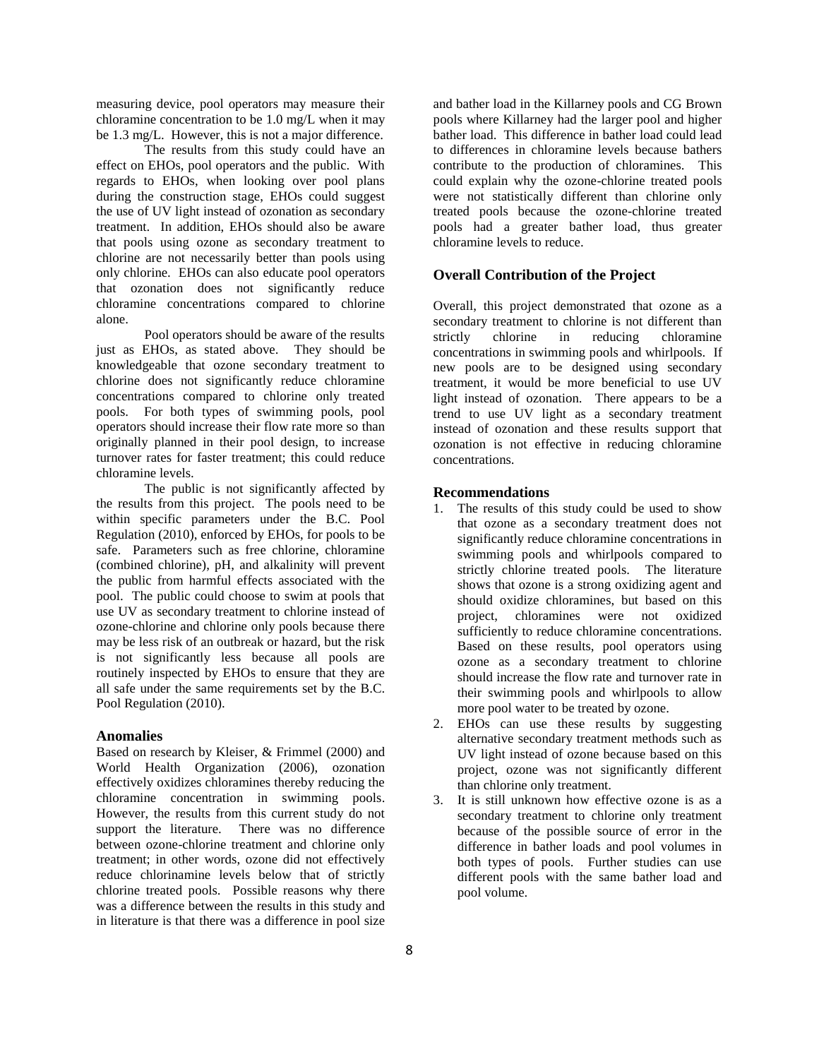measuring device, pool operators may measure their chloramine concentration to be 1.0 mg/L when it may be 1.3 mg/L. However, this is not a major difference.

The results from this study could have an effect on EHOs, pool operators and the public. With regards to EHOs, when looking over pool plans during the construction stage, EHOs could suggest the use of UV light instead of ozonation as secondary treatment. In addition, EHOs should also be aware that pools using ozone as secondary treatment to chlorine are not necessarily better than pools using only chlorine. EHOs can also educate pool operators that ozonation does not significantly reduce chloramine concentrations compared to chlorine alone.

Pool operators should be aware of the results just as EHOs, as stated above. They should be knowledgeable that ozone secondary treatment to chlorine does not significantly reduce chloramine concentrations compared to chlorine only treated pools. For both types of swimming pools, pool operators should increase their flow rate more so than originally planned in their pool design, to increase turnover rates for faster treatment; this could reduce chloramine levels.

The public is not significantly affected by the results from this project. The pools need to be within specific parameters under the B.C. Pool Regulation (2010), enforced by EHOs, for pools to be safe. Parameters such as free chlorine, chloramine (combined chlorine), pH, and alkalinity will prevent the public from harmful effects associated with the pool. The public could choose to swim at pools that use UV as secondary treatment to chlorine instead of ozone-chlorine and chlorine only pools because there may be less risk of an outbreak or hazard, but the risk is not significantly less because all pools are routinely inspected by EHOs to ensure that they are all safe under the same requirements set by the B.C. Pool Regulation (2010).

### Anomalies

Based on research by Kleiser, & Frimmel (2000) and World Health Organization (2006), ozonation effectively oxidizes chloramines thereby reducing the chloramine concentration in swimming pools. However, the results from this current study do not support the literature. There was no difference between ozone-chlorine treatment and chlorine only treatment; in other words, ozone did not effectively reduce chlorinamine levels below that of strictly chlorine treated pools. Possible reasons why there was a difference between the results in this study and in literature is that there was a difference in pool size and bather load in the Killarney pools and CG Brown pools where Killarney had the larger pool and higher bather load. This difference in bather load could lead to differences in chloramine levels because bathers contribute to the production of chloramines. This could explain why the ozone-chlorine treated pools were not statistically different than chlorine only treated pools because the ozone-chlorine treated pools had a greater bather load, thus greater chloramine levels to reduce.

### Overall Contribution of the Project

Overall, this project demonstrated that ozone as a secondary treatment to chlorine is not different than strictly chlorine in reducing chloramine concentrations in swimming pools and whirlpools. If new pools are to be designed using secondary treatment, it would be more beneficial to use UV light instead of ozonation. There appears to be a trend to use UV light as a secondary treatment instead of ozonation and these results support that ozonation is not effective in reducing chloramine concentrations.

### Recommendations

1. The results of this study could be used to show that ozone as a secondary treatment does not significantly reduce chloramine concentrations in swimming pools and whirlpools compared to strictly chlorine treated pools. The literature shows that ozone is a strong oxidizing agent and should oxidize chloramines, but based on this project, chloramines were not oxidized sufficiently to reduce chloramine concentrations. Based on these results, pool operators using ozone as a secondary treatment to chlorine should increase the flow rate and turnover rate in their swimming pools and whirlpools to allow more pool water to be treated by ozone.
2. EHOs can use these results by suggesting alternative secondary treatment methods such as UV light instead of ozone because based on this project, ozone was not significantly different than chlorine only treatment.
3. It is still unknown how effective ozone is as a secondary treatment to chlorine only treatment because of the possible source of error in the difference in bather loads and pool volumes in both types of pools. Further studies can use different pools with the same bather load and pool volume.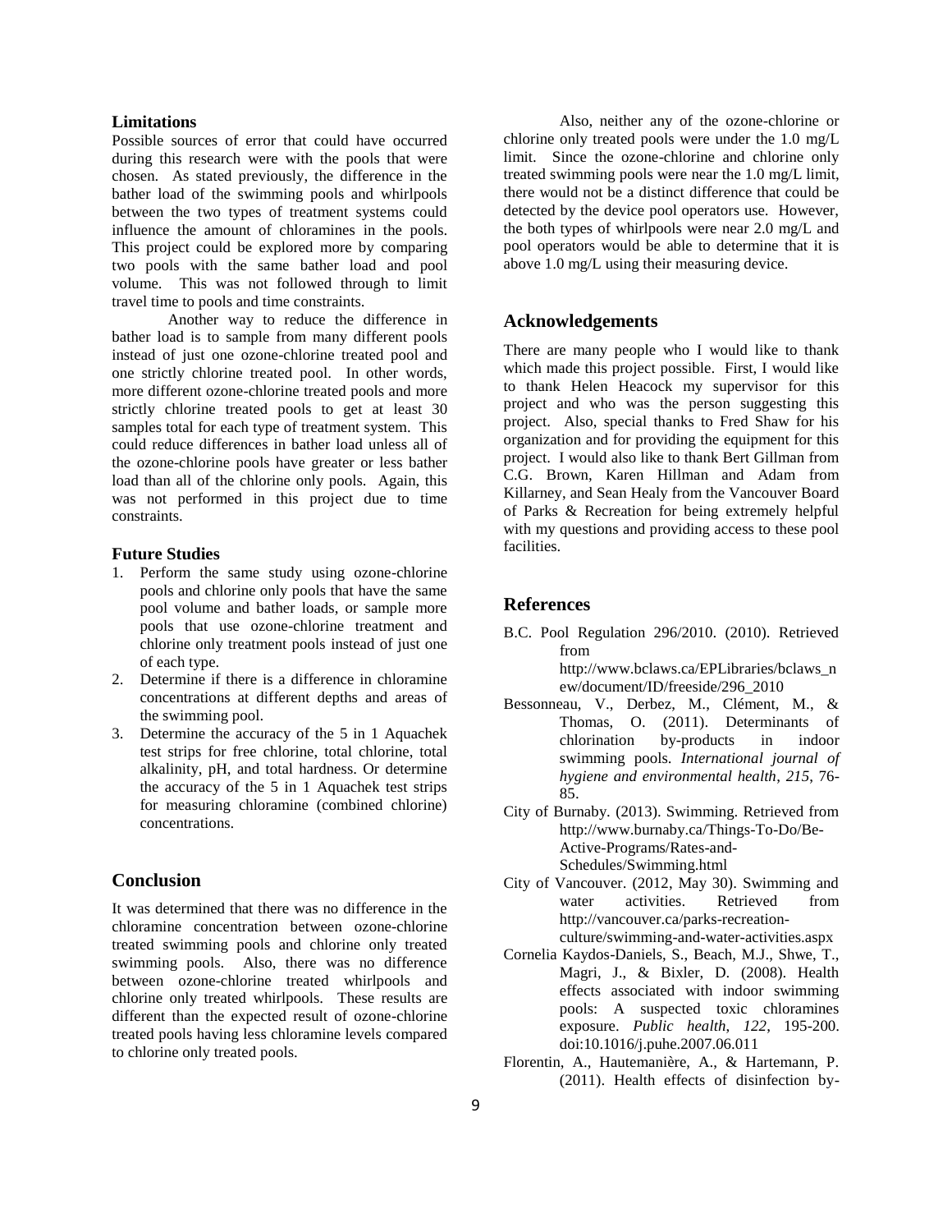### Limitations

Possible sources of error that could have occurred during this research were with the pools that were chosen. As stated previously, the difference in the bather load of the swimming pools and whirlpools between the two types of treatment systems could influence the amount of chloramines in the pools. This project could be explored more by comparing two pools with the same bather load and pool volume. This was not followed through to limit travel time to pools and time constraints.

Another way to reduce the difference in bather load is to sample from many different pools instead of just one ozone-chlorine treated pool and one strictly chlorine treated pool. In other words, more different ozone-chlorine treated pools and more strictly chlorine treated pools to get at least 30 samples total for each type of treatment system. This could reduce differences in bather load unless all of the ozone-chlorine pools have greater or less bather load than all of the chlorine only pools. Again, this was not performed in this project due to time constraints.

### Future Studies

1. Perform the same study using ozone-chlorine pools and chlorine only pools that have the same pool volume and bather loads, or sample more pools that use ozone-chlorine treatment and chlorine only treatment pools instead of just one of each type.
2. Determine if there is a difference in chloramine concentrations at different depths and areas of the swimming pool.
3. Determine the accuracy of the 5 in 1 Aquachek test strips for free chlorine, total chlorine, total alkalinity, pH, and total hardness. Or determine the accuracy of the 5 in 1 Aquachek test strips for measuring chloramine (combined chlorine) concentrations.

## Conclusion

It was determined that there was no difference in the chloramine concentration between ozone-chlorine treated swimming pools and chlorine only treated swimming pools. Also, there was no difference between ozone-chlorine treated whirlpools and chlorine only treated whirlpools. These results are different than the expected result of ozone-chlorine treated pools having less chloramine levels compared to chlorine only treated pools.

Also, neither any of the ozone-chlorine or chlorine only treated pools were under the 1.0 mg/L limit. Since the ozone-chlorine and chlorine only treated swimming pools were near the 1.0 mg/L limit, there would not be a distinct difference that could be detected by the device pool operators use. However, the both types of whirlpools were near 2.0 mg/L and pool operators would be able to determine that it is above 1.0 mg/L using their measuring device.

## Acknowledgements

There are many people who I would like to thank which made this project possible. First, I would like to thank Helen Heacock my supervisor for this project and who was the person suggesting this project. Also, special thanks to Fred Shaw for his organization and for providing the equipment for this project. I would also like to thank Bert Gillman from C.G. Brown, Karen Hillman and Adam from Killarney, and Sean Healy from the Vancouver Board of Parks & Recreation for being extremely helpful with my questions and providing access to these pool facilities.

## References

B.C. Pool Regulation 296/2010. (2010). Retrieved from http://www.bclaws.ca/EPLibraries/bclaws_new/document/ID/freeside/296_2010

Bessonneau, V., Derbez, M., Clément, M., & Thomas, O. (2011). Determinants of chlorination by-products in indoor swimming pools. *International journal of hygiene and environmental health*, *215*, 76-85.

City of Burnaby. (2013). Swimming. Retrieved from http://www.burnaby.ca/Things-To-Do/Be-Active-Programs/Rates-and-Schedules/Swimming.html

City of Vancouver. (2012, May 30). Swimming and water activities. Retrieved from http://vancouver.ca/parks-recreation-culture/swimming-and-water-activities.aspx

Cornelia Kaydos-Daniels, S., Beach, M.J., Shwe, T., Magri, J., & Bixler, D. (2008). Health effects associated with indoor swimming pools: A suspected toxic chloramines exposure. *Public health*, *122*, 195-200. doi:10.1016/j.puhe.2007.06.011

Florentin, A., Hautemanière, A., & Hartemann, P. (2011). Health effects of disinfection by-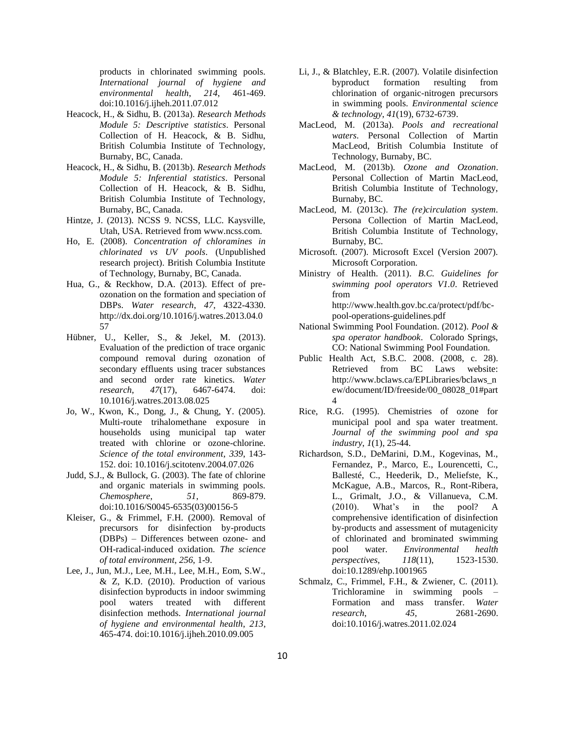products in chlorinated swimming pools. *International journal of hygiene and environmental health*, *214*, 461-469. doi:10.1016/j.ijheh.2011.07.012

Heacock, H., & Sidhu, B. (2013a). *Research Methods Module 5: Descriptive statistics*. Personal Collection of H. Heacock, & B. Sidhu, British Columbia Institute of Technology, Burnaby, BC, Canada.

Heacock, H., & Sidhu, B. (2013b). *Research Methods Module 5: Inferential statistics*. Personal Collection of H. Heacock, & B. Sidhu, British Columbia Institute of Technology, Burnaby, BC, Canada.

Hintze, J. (2013). NCSS 9. NCSS, LLC. Kaysville, Utah, USA. Retrieved from www.ncss.com.

Ho, E. (2008). *Concentration of chloramines in chlorinated vs UV pools*. (Unpublished research project). British Columbia Institute of Technology, Burnaby, BC, Canada.

Hua, G., & Reckhow, D.A. (2013). Effect of pre-ozonation on the formation and speciation of DBPs. *Water research*, *47*, 4322-4330. http://dx.doi.org/10.1016/j.watres.2013.04.057

Hübner, U., Keller, S., & Jekel, M. (2013). Evaluation of the prediction of trace organic compound removal during ozonation of secondary effluents using tracer substances and second order rate kinetics. *Water research*, *47*(17), 6467-6474. doi: 10.1016/j.watres.2013.08.025

Jo, W., Kwon, K., Dong, J., & Chung, Y. (2005). Multi-route trihalomethane exposure in households using municipal tap water treated with chlorine or ozone-chlorine. *Science of the total environment*, *339*, 143-152. doi: 10.1016/j.scitotenv.2004.07.026

Judd, S.J., & Bullock, G. (2003). The fate of chlorine and organic materials in swimming pools. *Chemosphere*, *51*, 869-879. doi:10.1016/S0045-6535(03)00156-5

Kleiser, G., & Frimmel, F.H. (2000). Removal of precursors for disinfection by-products (DBPs) – Differences between ozone- and OH-radical-induced oxidation. *The science of total environment*, *256*, 1-9.

Lee, J., Jun, M.J., Lee, M.H., Lee, M.H., Eom, S.W., & Z, K.D. (2010). Production of various disinfection byproducts in indoor swimming pool waters treated with different disinfection methods. *International journal of hygiene and environmental health*, *213*, 465-474. doi:10.1016/j.ijheh.2010.09.005

Li, J., & Blatchley, E.R. (2007). Volatile disinfection byproduct formation resulting from chlorination of organic-nitrogen precursors in swimming pools. *Environmental science & technology*, *41*(19), 6732-6739.

MacLeod, M. (2013a). *Pools and recreational waters*. Personal Collection of Martin MacLeod, British Columbia Institute of Technology, Burnaby, BC.

MacLeod, M. (2013b). *Ozone and Ozonation*. Personal Collection of Martin MacLeod, British Columbia Institute of Technology, Burnaby, BC.

MacLeod, M. (2013c). *The (re)circulation system*. Persona Collection of Martin MacLeod, British Columbia Institute of Technology, Burnaby, BC.

Microsoft. (2007). Microsoft Excel (Version 2007). Microsoft Corporation.

Ministry of Health. (2011). *B.C. Guidelines for swimming pool operators V1.0*. Retrieved from http://www.health.gov.bc.ca/protect/pdf/bc-pool-operations-guidelines.pdf

National Swimming Pool Foundation. (2012). *Pool & spa operator handbook*. Colorado Springs, CO: National Swimming Pool Foundation.

Public Health Act, S.B.C. 2008. (2008, c. 28). Retrieved from BC Laws website: http://www.bclaws.ca/EPLibraries/bclaws_new/document/ID/freeside/00_08028_01#part4

Rice, R.G. (1995). Chemistries of ozone for municipal pool and spa water treatment. *Journal of the swimming pool and spa industry*, *1*(1), 25-44.

Richardson, S.D., DeMarini, D.M., Kogevinas, M., Fernandez, P., Marco, E., Lourencetti, C., Ballesté, C., Heederik, D., Meliefste, K., McKague, A.B., Marcos, R., Ront-Ribera, L., Grimalt, J.O., & Villanueva, C.M. (2010). What's in the pool? A comprehensive identification of disinfection by-products and assessment of mutagenicity of chlorinated and brominated swimming pool water. *Environmental health perspectives*, *118*(11), 1523-1530. doi:10.1289/ehp.1001965

Schmalz, C., Frimmel, F.H., & Zwiener, C. (2011). Trichloramine in swimming pools – Formation and mass transfer. *Water research*, *45*, 2681-2690. doi:10.1016/j.watres.2011.02.024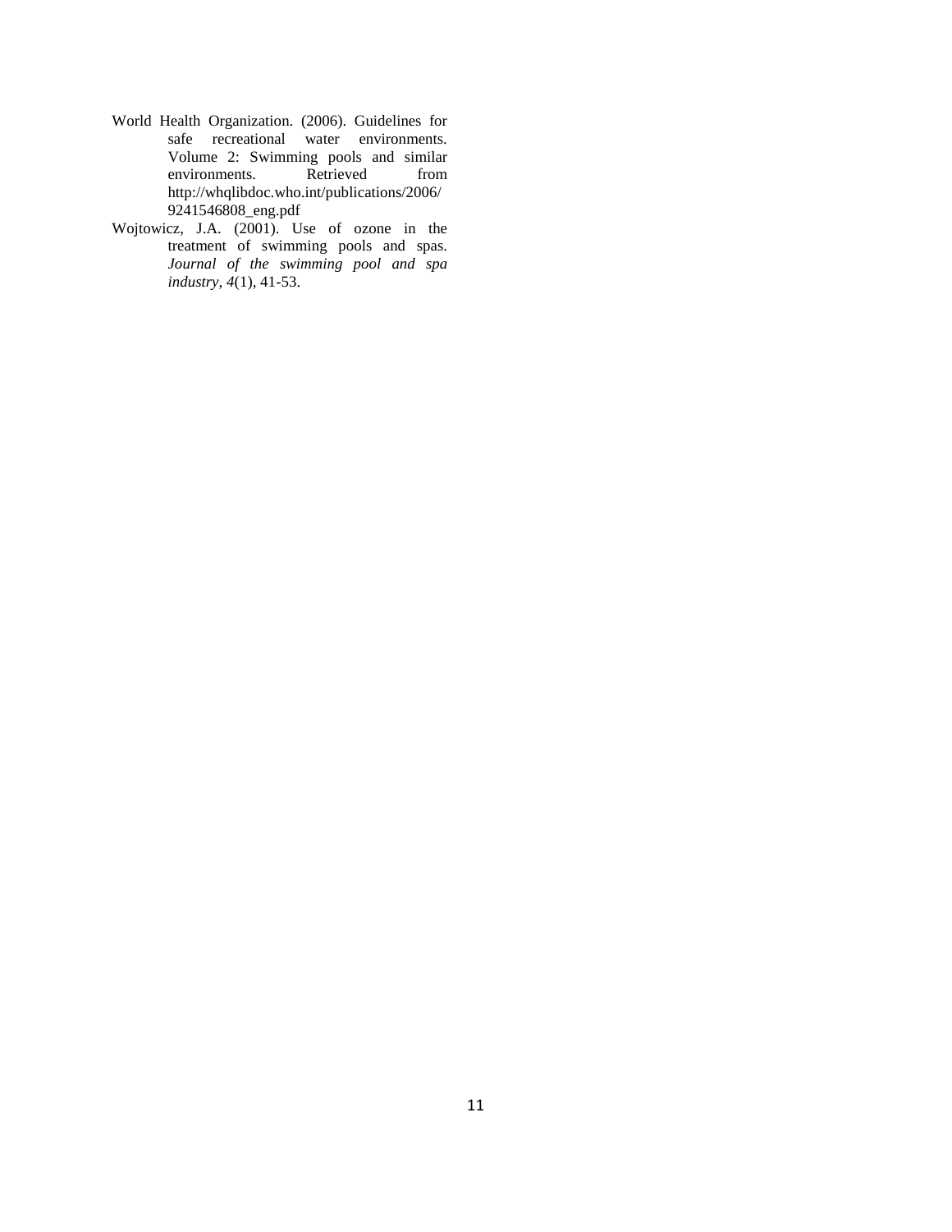World Health Organization. (2006). Guidelines for safe recreational water environments. Volume 2: Swimming pools and similar environments. Retrieved from http://whqlibdoc.who.int/publications/2006/9241546808_eng.pdf

Wojtowicz, J.A. (2001). Use of ozone in the treatment of swimming pools and spas. *Journal of the swimming pool and spa industry*, *4*(1), 41-53.